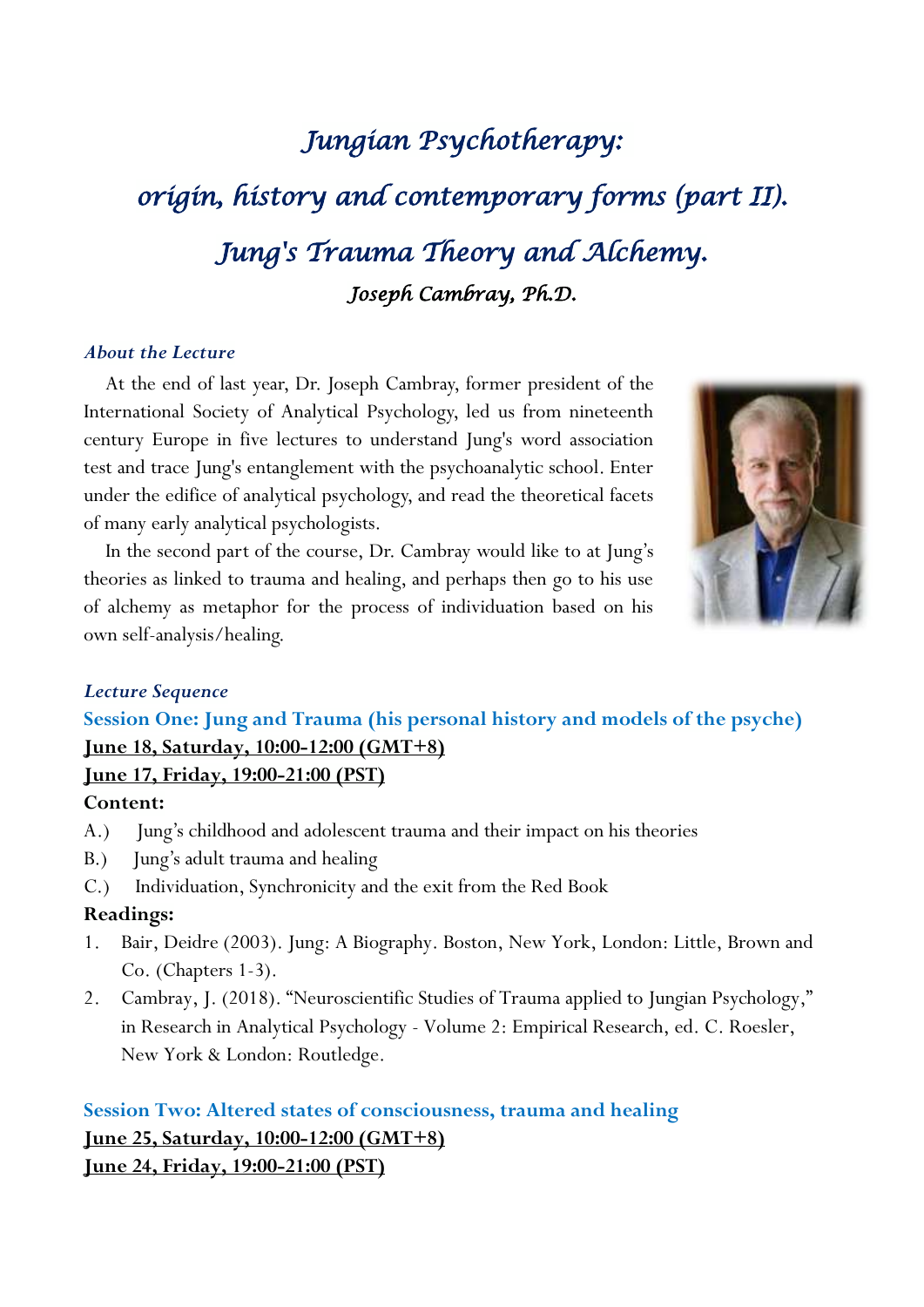# *Jungian Psychotherapy:*

# *origin, history and contemporary forms (part II).*

# *Jung's Trauma Theory and Alchemy.*

### *Joseph Cambray, Ph.D.*

### *About the Lecture*

At the end of last year, Dr. Joseph Cambray, former president of the International Society of Analytical Psychology, led us from nineteenth century Europe in five lectures to understand Jung's word association test and trace Jung's entanglement with the psychoanalytic school. Enter under the edifice of analytical psychology, and read the theoretical facets of many early analytical psychologists.

In the second part of the course, Dr. Cambray would like to at Jung's theories as linked to trauma and healing, and perhaps then go to his use of alchemy as metaphor for the process of individuation based on his own self-analysis/healing.

### *Lecture Sequence*

**Session One: Jung and Trauma (his personal history and models of the psyche)**

**June 18, Saturday, 10:00-12:00 (GMT+8)**

**June 17, Friday, 19:00-21:00 (PST)**

**Content:**

A.) Jung's childhood and adolescent trauma and their impact on his theories

B.) Jung's adult trauma and healing

C.) Individuation, Synchronicity and the exit from the Red Book

**Readings:**

1. Bair, Deidre (2003). Jung: A Biography. Boston, New York, London: Little, Brown and Co. (Chapters 1-3).
2. Cambray, J. (2018). "Neuroscientific Studies of Trauma applied to Jungian Psychology," in Research in Analytical Psychology - Volume 2: Empirical Research, ed. C. Roesler, New York & London: Routledge.

**Session Two: Altered states of consciousness, trauma and healing**

**June 25, Saturday, 10:00-12:00 (GMT+8)**

**June 24, Friday, 19:00-21:00 (PST)**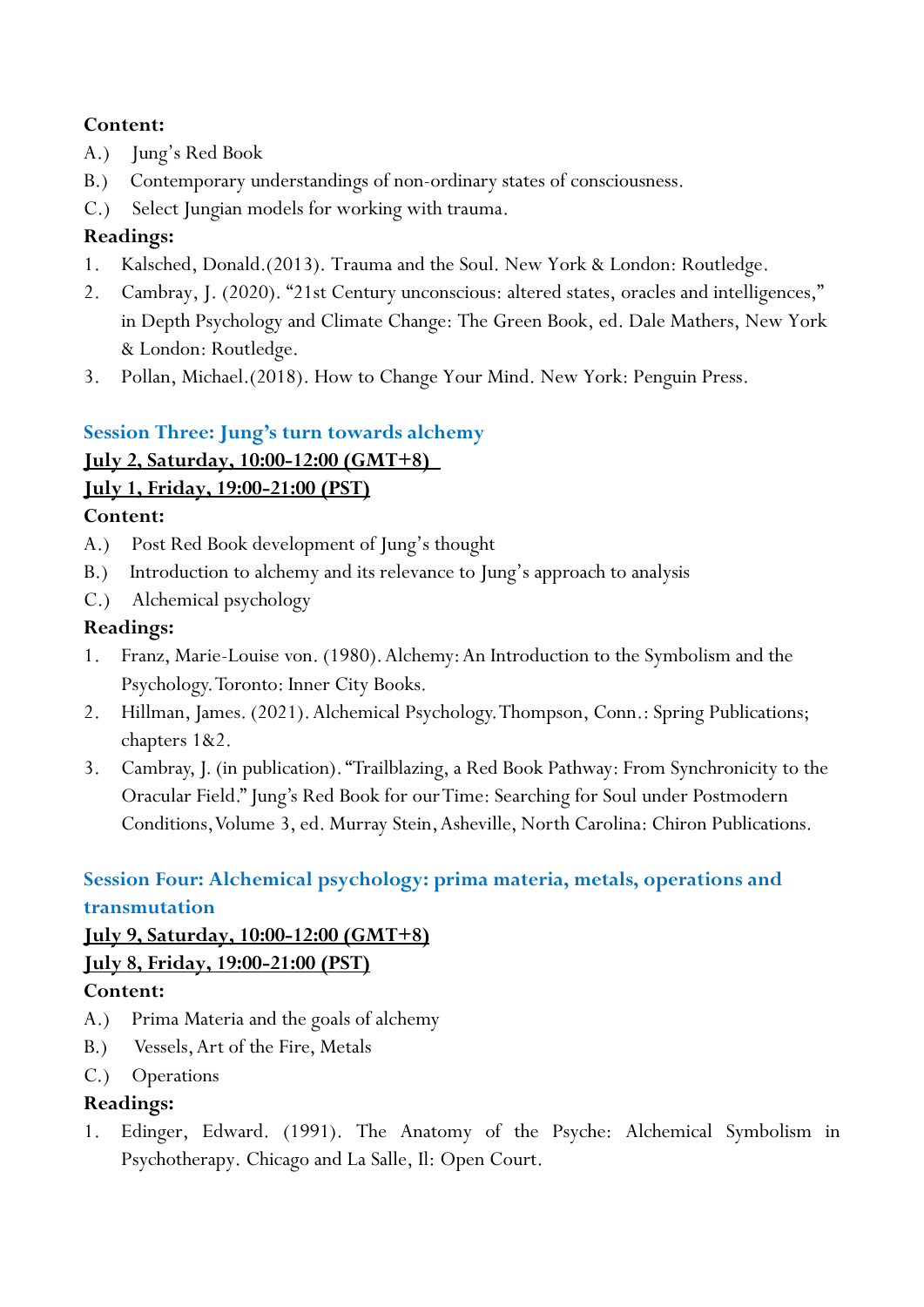**Content:**

A.) Jung's Red Book

B.) Contemporary understandings of non-ordinary states of consciousness.

C.) Select Jungian models for working with trauma.

**Readings:**

1. Kalsched, Donald.(2013). Trauma and the Soul. New York & London: Routledge.
2. Cambray, J. (2020). "21st Century unconscious: altered states, oracles and intelligences," in Depth Psychology and Climate Change: The Green Book, ed. Dale Mathers, New York & London: Routledge.
3. Pollan, Michael.(2018). How to Change Your Mind. New York: Penguin Press.

## Session Three: Jung's turn towards alchemy

**July 2, Saturday, 10:00-12:00 (GMT+8)**

**July 1, Friday, 19:00-21:00 (PST)**

**Content:**

A.) Post Red Book development of Jung's thought

B.) Introduction to alchemy and its relevance to Jung's approach to analysis

C.) Alchemical psychology

**Readings:**

1. Franz, Marie-Louise von. (1980). Alchemy: An Introduction to the Symbolism and the Psychology. Toronto: Inner City Books.
2. Hillman, James. (2021). Alchemical Psychology. Thompson, Conn.: Spring Publications; chapters 1&2.
3. Cambray, J. (in publication). "Trailblazing, a Red Book Pathway: From Synchronicity to the Oracular Field." Jung's Red Book for our Time: Searching for Soul under Postmodern Conditions, Volume 3, ed. Murray Stein, Asheville, North Carolina: Chiron Publications.

## Session Four: Alchemical psychology: prima materia, metals, operations and transmutation

**July 9, Saturday, 10:00-12:00 (GMT+8)**

**July 8, Friday, 19:00-21:00 (PST)**

**Content:**

A.) Prima Materia and the goals of alchemy

B.) Vessels, Art of the Fire, Metals

C.) Operations

**Readings:**

1. Edinger, Edward. (1991). The Anatomy of the Psyche: Alchemical Symbolism in Psychotherapy. Chicago and La Salle, Il: Open Court.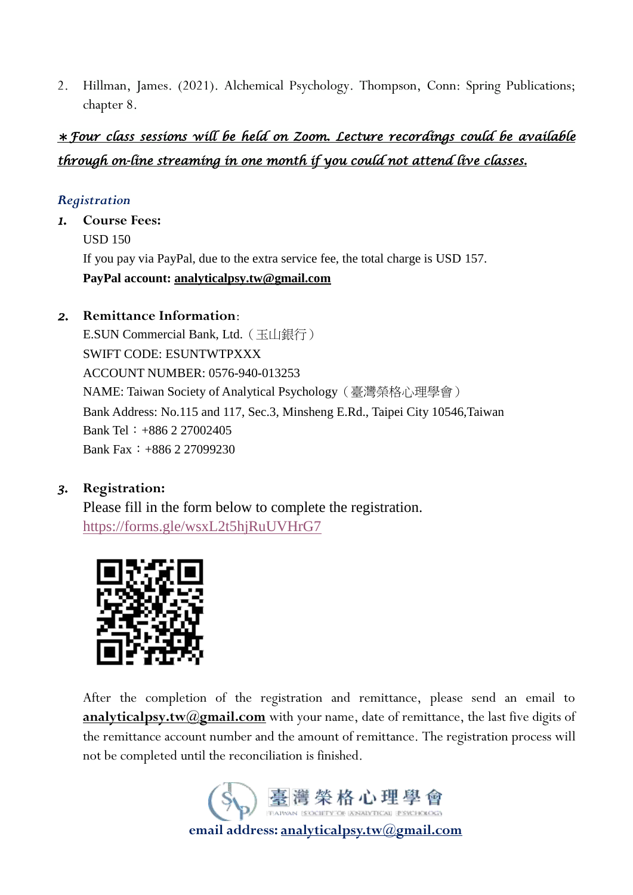2. Hillman, James. (2021). Alchemical Psychology. Thompson, Conn: Spring Publications; chapter 8.

***＊Four class sessions will be held on Zoom. Lecture recordings could be available through on-line streaming in one month if you could not attend live classes.***

### *Registration*

1. **Course Fees:**
   USD 150
   If you pay via PayPal, due to the extra service fee, the total charge is USD 157.
   **PayPal account: analyticalpsy.tw@gmail.com**

2. **Remittance Information**:
   E.SUN Commercial Bank, Ltd.（玉山銀行）
   SWIFT CODE: ESUNTWTPXXX
   ACCOUNT NUMBER: 0576-940-013253
   NAME: Taiwan Society of Analytical Psychology（臺灣榮格心理學會）
   Bank Address: No.115 and 117, Sec.3, Minsheng E.Rd., Taipei City 10546,Taiwan
   Bank Tel：+886 2 27002405
   Bank Fax：+886 2 27099230

3. **Registration:**
   Please fill in the form below to complete the registration.
   https://forms.gle/wsxL2t5hjRuUVHrG7

   After the completion of the registration and remittance, please send an email to **analyticalpsy.tw@gmail.com** with your name, date of remittance, the last five digits of the remittance account number and the amount of remittance. The registration process will not be completed until the reconciliation is finished.

臺灣榮格心理學會
TAIWAN SOCIETY OF ANALYTICAL PSYCHOLOGY

**email address: analyticalpsy.tw@gmail.com**